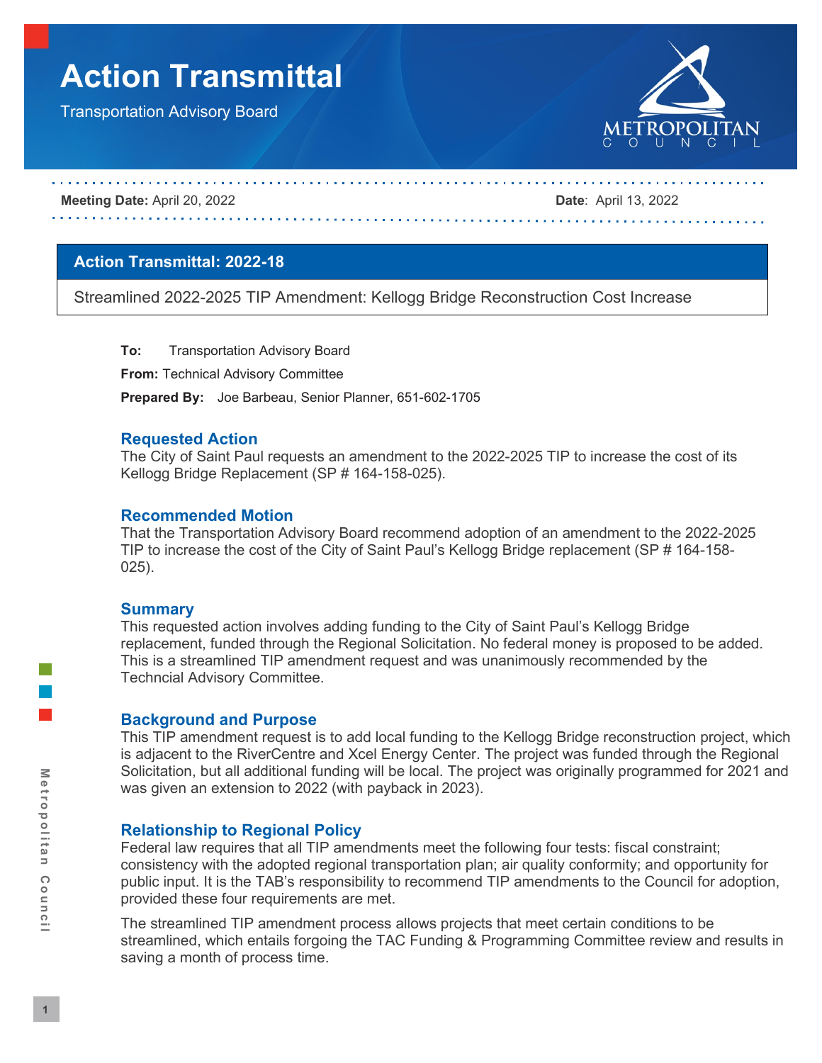# Action Transmittal

Transportation Advisory Board

**Meeting Date:** April 20, 2022 **Date**: April 13, 2022

## Action Transmittal: 2022-18

Streamlined 2022-2025 TIP Amendment: Kellogg Bridge Reconstruction Cost Increase

**To:** Transportation Advisory Board

**From:** Technical Advisory Committee

**Prepared By:** Joe Barbeau, Senior Planner, 651-602-1705

### Requested Action

The City of Saint Paul requests an amendment to the 2022-2025 TIP to increase the cost of its Kellogg Bridge Replacement (SP # 164-158-025).

### Recommended Motion

That the Transportation Advisory Board recommend adoption of an amendment to the 2022-2025 TIP to increase the cost of the City of Saint Paul's Kellogg Bridge replacement (SP # 164-158-025).

### Summary

This requested action involves adding funding to the City of Saint Paul's Kellogg Bridge replacement, funded through the Regional Solicitation. No federal money is proposed to be added. This is a streamlined TIP amendment request and was unanimously recommended by the Techncial Advisory Committee.

### Background and Purpose

This TIP amendment request is to add local funding to the Kellogg Bridge reconstruction project, which is adjacent to the RiverCentre and Xcel Energy Center. The project was funded through the Regional Solicitation, but all additional funding will be local. The project was originally programmed for 2021 and was given an extension to 2022 (with payback in 2023).

### Relationship to Regional Policy

Federal law requires that all TIP amendments meet the following four tests: fiscal constraint; consistency with the adopted regional transportation plan; air quality conformity; and opportunity for public input. It is the TAB's responsibility to recommend TIP amendments to the Council for adoption, provided these four requirements are met.

The streamlined TIP amendment process allows projects that meet certain conditions to be streamlined, which entails forgoing the TAC Funding & Programming Committee review and results in saving a month of process time.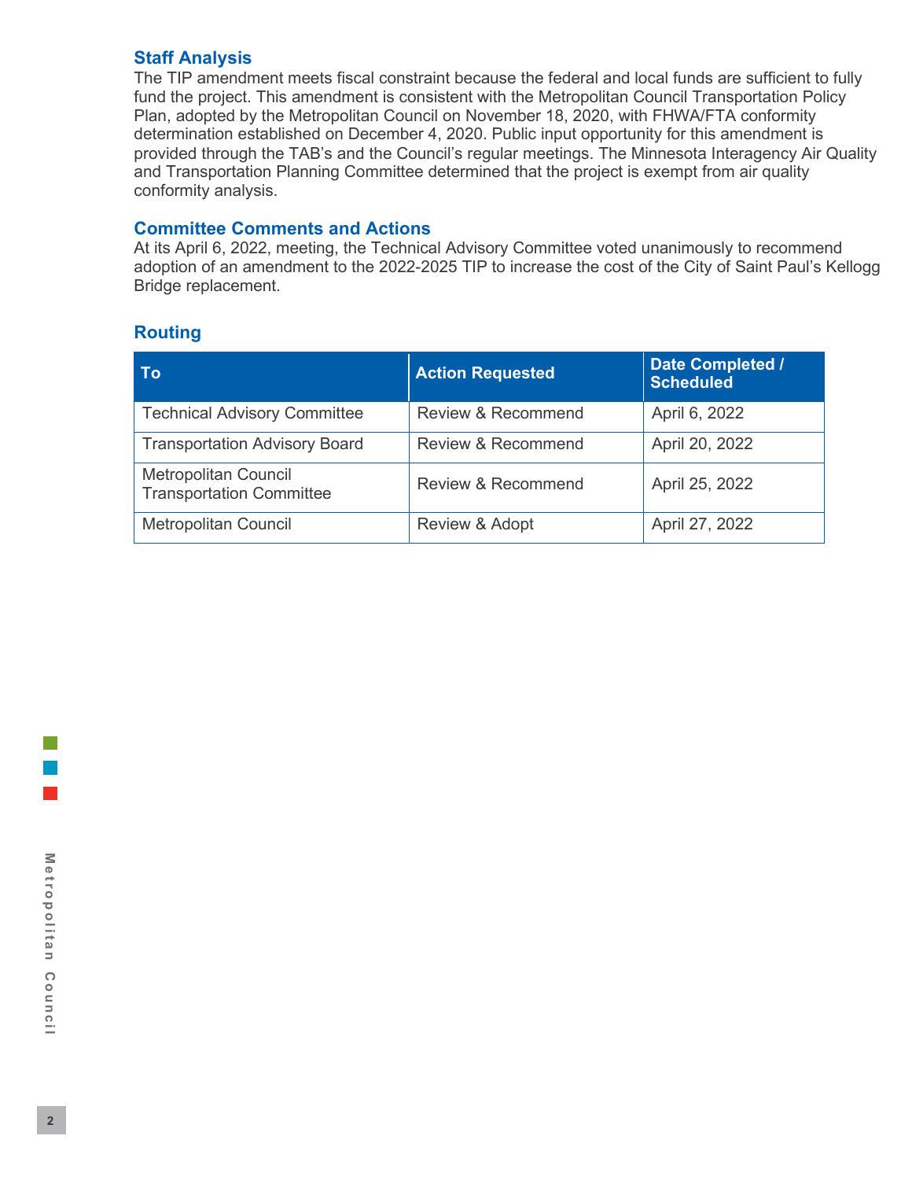## Staff Analysis

The TIP amendment meets fiscal constraint because the federal and local funds are sufficient to fully fund the project. This amendment is consistent with the Metropolitan Council Transportation Policy Plan, adopted by the Metropolitan Council on November 18, 2020, with FHWA/FTA conformity determination established on December 4, 2020. Public input opportunity for this amendment is provided through the TAB's and the Council's regular meetings. The Minnesota Interagency Air Quality and Transportation Planning Committee determined that the project is exempt from air quality conformity analysis.

## Committee Comments and Actions

At its April 6, 2022, meeting, the Technical Advisory Committee voted unanimously to recommend adoption of an amendment to the 2022-2025 TIP to increase the cost of the City of Saint Paul's Kellogg Bridge replacement.

## Routing

| To | Action Requested | Date Completed / Scheduled |
|---|---|---|
| Technical Advisory Committee | Review & Recommend | April 6, 2022 |
| Transportation Advisory Board | Review & Recommend | April 20, 2022 |
| Metropolitan Council Transportation Committee | Review & Recommend | April 25, 2022 |
| Metropolitan Council | Review & Adopt | April 27, 2022 |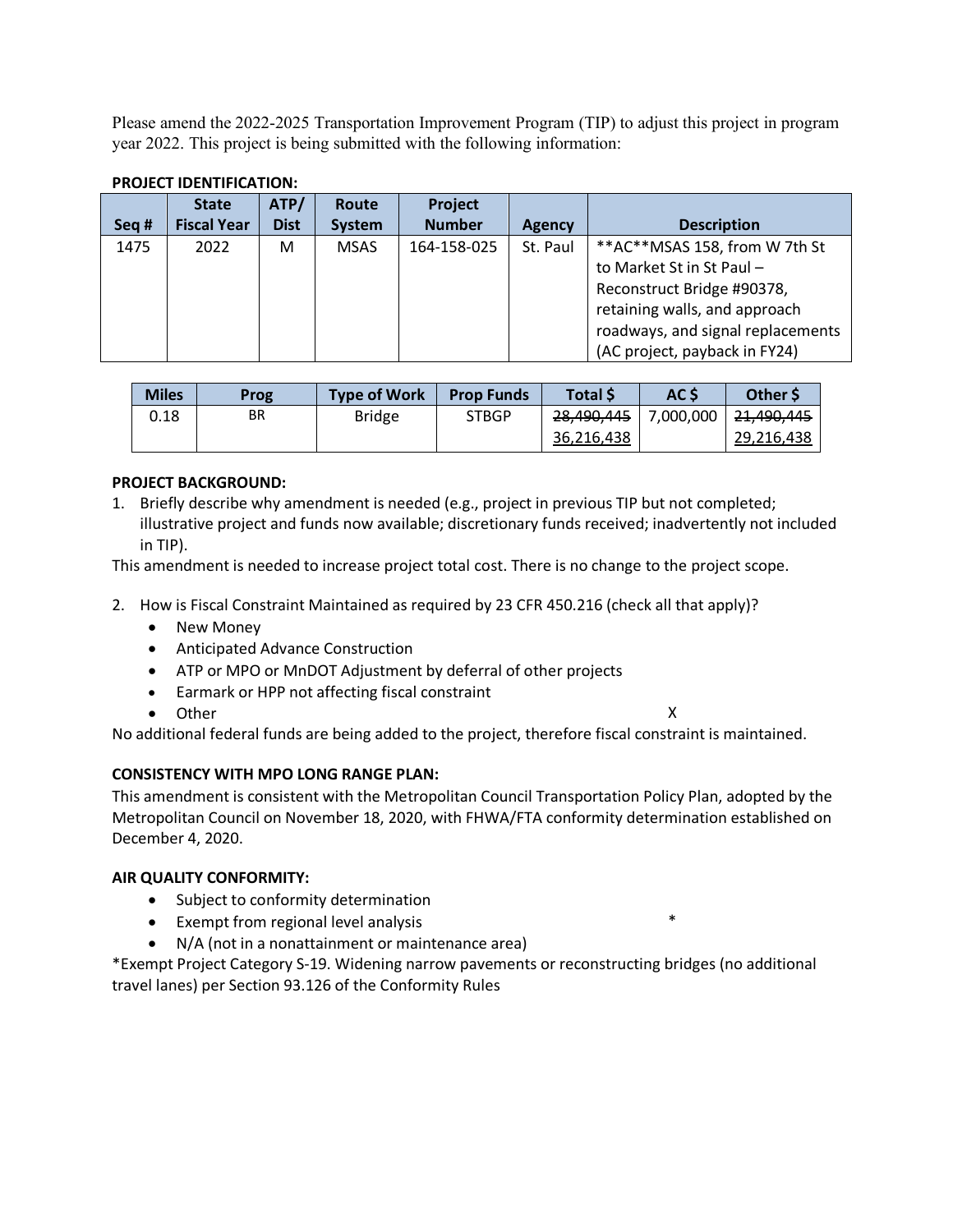Please amend the 2022-2025 Transportation Improvement Program (TIP) to adjust this project in program year 2022. This project is being submitted with the following information:

**PROJECT IDENTIFICATION:**

| Seq # | State Fiscal Year | ATP/ Dist | Route System | Project Number | Agency | Description |
|---|---|---|---|---|---|---|
| 1475 | 2022 | M | MSAS | 164-158-025 | St. Paul | **AC**MSAS 158, from W 7th St to Market St in St Paul – Reconstruct Bridge #90378, retaining walls, and approach roadways, and signal replacements (AC project, payback in FY24) |

| Miles | Prog | Type of Work | Prop Funds | Total $ | AC $ | Other $ |
|---|---|---|---|---|---|---|
| 0.18 | BR | Bridge | STBGP | ~~28,490,445~~ <u>36,216,438</u> | 7,000,000 | ~~21,490,445~~ <u>29,216,438</u> |

**PROJECT BACKGROUND:**

1. Briefly describe why amendment is needed (e.g., project in previous TIP but not completed; illustrative project and funds now available; discretionary funds received; inadvertently not included in TIP).

This amendment is needed to increase project total cost. There is no change to the project scope.

2. How is Fiscal Constraint Maintained as required by 23 CFR 450.216 (check all that apply)?
   - New Money
   - Anticipated Advance Construction
   - ATP or MPO or MnDOT Adjustment by deferral of other projects
   - Earmark or HPP not affecting fiscal constraint
   - Other X

No additional federal funds are being added to the project, therefore fiscal constraint is maintained.

**CONSISTENCY WITH MPO LONG RANGE PLAN:**

This amendment is consistent with the Metropolitan Council Transportation Policy Plan, adopted by the Metropolitan Council on November 18, 2020, with FHWA/FTA conformity determination established on December 4, 2020.

**AIR QUALITY CONFORMITY:**

- Subject to conformity determination
- Exempt from regional level analysis *
- N/A (not in a nonattainment or maintenance area)

*Exempt Project Category S-19. Widening narrow pavements or reconstructing bridges (no additional travel lanes) per Section 93.126 of the Conformity Rules